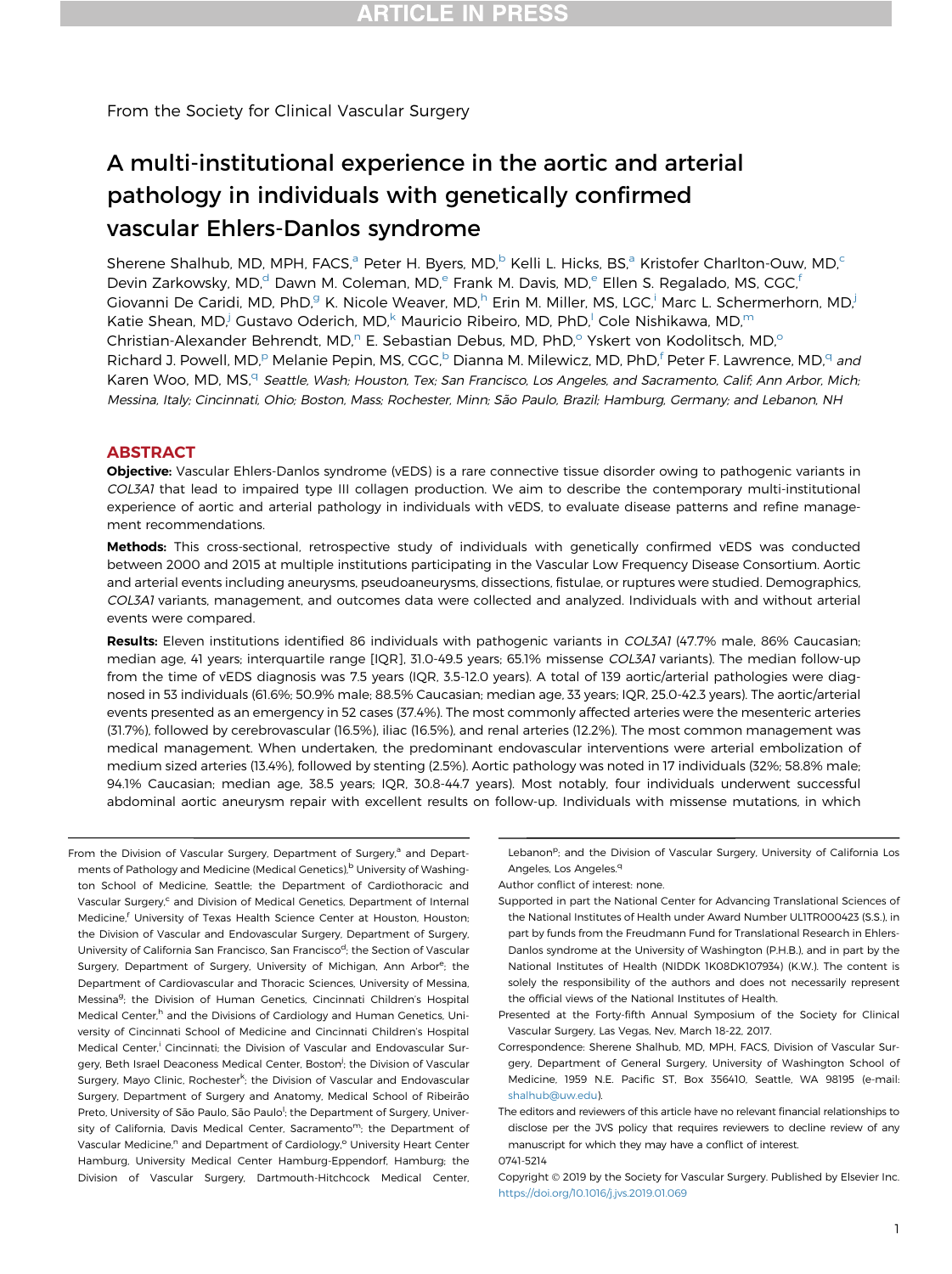From the Society for Clinical Vascular Surgery

# A multi-institutional experience in the aortic and arterial pathology in individuals with genetically confirmed vascular Ehlers-Danlos syndrome

Sherene Shalhub, MD, MPH, FACS,[a] Peter H. Byers, MD,[b] Kelli L. Hicks, BS,[a] Kristofer Charlton-Ouw, MD,[c] Devin Zarkowsky, MD,[d] Dawn M. Coleman, MD,[e] Frank M. Davis, MD,[e] Ellen S. Regalado, MS, CGC,[f] Giovanni De Caridi, MD, PhD,[g] K. Nicole Weaver, MD,[h] Erin M. Miller, MS, LGC,[i] Marc L. Schermerhorn, MD,[j] Katie Shean, MD,[j] Gustavo Oderich, MD,[k] Mauricio Ribeiro, MD, PhD,[l] Cole Nishikawa, MD,[m] Christian-Alexander Behrendt, MD,[n] E. Sebastian Debus, MD, PhD,[o] Yskert von Kodolitsch, MD,[o] Richard J. Powell, MD,[p] Melanie Pepin, MS, CGC,[b] Dianna M. Milewicz, MD, PhD,[f] Peter F. Lawrence, MD,[q] *and* Karen Woo, MD, MS,[q] *Seattle, Wash; Houston, Tex; San Francisco, Los Angeles, and Sacramento, Calif; Ann Arbor, Mich; Messina, Italy; Cincinnati, Ohio; Boston, Mass; Rochester, Minn; São Paulo, Brazil; Hamburg, Germany; and Lebanon, NH*

## ABSTRACT

**Objective:** Vascular Ehlers-Danlos syndrome (vEDS) is a rare connective tissue disorder owing to pathogenic variants in *COL3A1* that lead to impaired type III collagen production. We aim to describe the contemporary multi-institutional experience of aortic and arterial pathology in individuals with vEDS, to evaluate disease patterns and refine management recommendations.

**Methods:** This cross-sectional, retrospective study of individuals with genetically confirmed vEDS was conducted between 2000 and 2015 at multiple institutions participating in the Vascular Low Frequency Disease Consortium. Aortic and arterial events including aneurysms, pseudoaneurysms, dissections, fistulae, or ruptures were studied. Demographics, *COL3A1* variants, management, and outcomes data were collected and analyzed. Individuals with and without arterial events were compared.

**Results:** Eleven institutions identified 86 individuals with pathogenic variants in *COL3A1* (47.7% male, 86% Caucasian; median age, 41 years; interquartile range [IQR], 31.0-49.5 years; 65.1% missense *COL3A1* variants). The median follow-up from the time of vEDS diagnosis was 7.5 years (IQR, 3.5-12.0 years). A total of 139 aortic/arterial pathologies were diagnosed in 53 individuals (61.6%; 50.9% male; 88.5% Caucasian; median age, 33 years; IQR, 25.0-42.3 years). The aortic/arterial events presented as an emergency in 52 cases (37.4%). The most commonly affected arteries were the mesenteric arteries (31.7%), followed by cerebrovascular (16.5%), iliac (16.5%), and renal arteries (12.2%). The most common management was medical management. When undertaken, the predominant endovascular interventions were arterial embolization of medium sized arteries (13.4%), followed by stenting (2.5%). Aortic pathology was noted in 17 individuals (32%; 58.8% male; 94.1% Caucasian; median age, 38.5 years; IQR, 30.8-44.7 years). Most notably, four individuals underwent successful abdominal aortic aneurysm repair with excellent results on follow-up. Individuals with missense mutations, in which

From the Division of Vascular Surgery, Department of Surgery,[a] and Departments of Pathology and Medicine (Medical Genetics),[b] University of Washington School of Medicine, Seattle; the Department of Cardiothoracic and Vascular Surgery,[c] and Division of Medical Genetics, Department of Internal Medicine,[f] University of Texas Health Science Center at Houston, Houston; the Division of Vascular and Endovascular Surgery, Department of Surgery, University of California San Francisco, San Francisco[d]; the Section of Vascular Surgery, Department of Surgery, University of Michigan, Ann Arbor[e]; the Department of Cardiovascular and Thoracic Sciences, University of Messina, Messina[g]; the Division of Human Genetics, Cincinnati Children's Hospital Medical Center,[h] and the Divisions of Cardiology and Human Genetics, University of Cincinnati School of Medicine and Cincinnati Children's Hospital Medical Center,[i] Cincinnati; the Division of Vascular and Endovascular Surgery, Beth Israel Deaconess Medical Center, Boston[j]; the Division of Vascular Surgery, Mayo Clinic, Rochester[k]; the Division of Vascular and Endovascular Surgery, Department of Surgery and Anatomy, Medical School of Ribeirão Preto, University of São Paulo, São Paulo[l]; the Department of Surgery, University of California, Davis Medical Center, Sacramento[m]; the Department of Vascular Medicine,[n] and Department of Cardiology,[o] University Heart Center Hamburg, University Medical Center Hamburg-Eppendorf, Hamburg; the Division of Vascular Surgery, Dartmouth-Hitchcock Medical Center, Lebanon[p]; and the Division of Vascular Surgery, University of California Los Angeles, Los Angeles.[q]

Author conflict of interest: none.

Supported in part the National Center for Advancing Translational Sciences of the National Institutes of Health under Award Number UL1TR000423 (S.S.), in part by funds from the Freudmann Fund for Translational Research in Ehlers-Danlos syndrome at the University of Washington (P.H.B.), and in part by the National Institutes of Health (NIDDK 1K08DK107934) (K.W.). The content is solely the responsibility of the authors and does not necessarily represent the official views of the National Institutes of Health.

Presented at the Forty-fifth Annual Symposium of the Society for Clinical Vascular Surgery, Las Vegas, Nev, March 18-22, 2017.

Correspondence: Sherene Shalhub, MD, MPH, FACS, Division of Vascular Surgery, Department of General Surgery, University of Washington School of Medicine, 1959 N.E. Pacific ST, Box 356410, Seattle, WA 98195 (e-mail: shalhub@uw.edu).

The editors and reviewers of this article have no relevant financial relationships to disclose per the JVS policy that requires reviewers to decline review of any manuscript for which they may have a conflict of interest.

0741-5214

Copyright © 2019 by the Society for Vascular Surgery. Published by Elsevier Inc. https://doi.org/10.1016/j.jvs.2019.01.069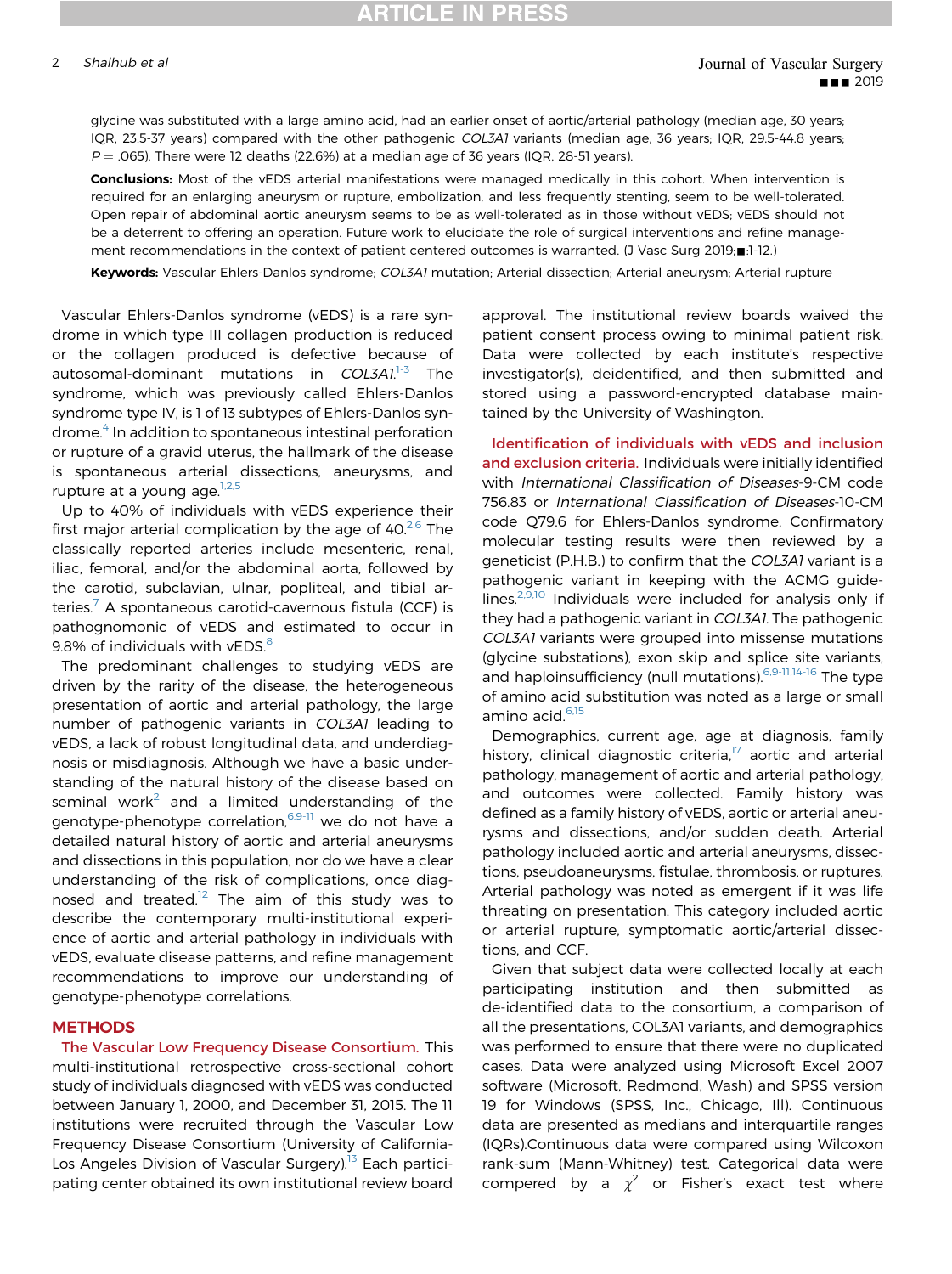glycine was substituted with a large amino acid, had an earlier onset of aortic/arterial pathology (median age, 30 years; IQR, 23.5-37 years) compared with the other pathogenic *COL3A1* variants (median age, 36 years; IQR, 29.5-44.8 years; $P = .065$). There were 12 deaths (22.6%) at a median age of 36 years (IQR, 28-51 years).

**Conclusions:** Most of the vEDS arterial manifestations were managed medically in this cohort. When intervention is required for an enlarging aneurysm or rupture, embolization, and less frequently stenting, seem to be well-tolerated. Open repair of abdominal aortic aneurysm seems to be as well-tolerated as in those without vEDS; vEDS should not be a deterrent to offering an operation. Future work to elucidate the role of surgical interventions and refine management recommendations in the context of patient centered outcomes is warranted. (J Vasc Surg 2019;■:1-12.)

**Keywords:** Vascular Ehlers-Danlos syndrome; *COL3A1* mutation; Arterial dissection; Arterial aneurysm; Arterial rupture

Vascular Ehlers-Danlos syndrome (vEDS) is a rare syndrome in which type III collagen production is reduced or the collagen produced is defective because of autosomal-dominant mutations in *COL3A1*.[1-3] The syndrome, which was previously called Ehlers-Danlos syndrome type IV, is 1 of 13 subtypes of Ehlers-Danlos syndrome.[4] In addition to spontaneous intestinal perforation or rupture of a gravid uterus, the hallmark of the disease is spontaneous arterial dissections, aneurysms, and rupture at a young age.[1,2,5]

Up to 40% of individuals with vEDS experience their first major arterial complication by the age of 40.[2,6] The classically reported arteries include mesenteric, renal, iliac, femoral, and/or the abdominal aorta, followed by the carotid, subclavian, ulnar, popliteal, and tibial arteries.[7] A spontaneous carotid-cavernous fistula (CCF) is pathognomonic of vEDS and estimated to occur in 9.8% of individuals with vEDS.[8]

The predominant challenges to studying vEDS are driven by the rarity of the disease, the heterogeneous presentation of aortic and arterial pathology, the large number of pathogenic variants in *COL3A1* leading to vEDS, a lack of robust longitudinal data, and underdiagnosis or misdiagnosis. Although we have a basic understanding of the natural history of the disease based on seminal work[2] and a limited understanding of the genotype-phenotype correlation,[6,9-11] we do not have a detailed natural history of aortic and arterial aneurysms and dissections in this population, nor do we have a clear understanding of the risk of complications, once diagnosed and treated.[12] The aim of this study was to describe the contemporary multi-institutional experience of aortic and arterial pathology in individuals with vEDS, evaluate disease patterns, and refine management recommendations to improve our understanding of genotype-phenotype correlations.

## METHODS

**The Vascular Low Frequency Disease Consortium.** This multi-institutional retrospective cross-sectional cohort study of individuals diagnosed with vEDS was conducted between January 1, 2000, and December 31, 2015. The 11 institutions were recruited through the Vascular Low Frequency Disease Consortium (University of California-Los Angeles Division of Vascular Surgery).[13] Each participating center obtained its own institutional review board approval. The institutional review boards waived the patient consent process owing to minimal patient risk. Data were collected by each institute's respective investigator(s), deidentified, and then submitted and stored using a password-encrypted database maintained by the University of Washington.

**Identification of individuals with vEDS and inclusion and exclusion criteria.** Individuals were initially identified with *International Classification of Diseases*-9-CM code 756.83 or *International Classification of Diseases*-10-CM code Q79.6 for Ehlers-Danlos syndrome. Confirmatory molecular testing results were then reviewed by a geneticist (P.H.B.) to confirm that the *COL3A1* variant is a pathogenic variant in keeping with the ACMG guidelines.[2,9,10] Individuals were included for analysis only if they had a pathogenic variant in *COL3A1*. The pathogenic *COL3A1* variants were grouped into missense mutations (glycine substations), exon skip and splice site variants, and haploinsufficiency (null mutations).[6,9-11,14-16] The type of amino acid substitution was noted as a large or small amino acid.[6,15]

Demographics, current age, age at diagnosis, family history, clinical diagnostic criteria,[17] aortic and arterial pathology, management of aortic and arterial pathology, and outcomes were collected. Family history was defined as a family history of vEDS, aortic or arterial aneurysms and dissections, and/or sudden death. Arterial pathology included aortic and arterial aneurysms, dissections, pseudoaneurysms, fistulae, thrombosis, or ruptures. Arterial pathology was noted as emergent if it was life threatening on presentation. This category included aortic or arterial rupture, symptomatic aortic/arterial dissections, and CCF.

Given that subject data were collected locally at each participating institution and then submitted as de-identified data to the consortium, a comparison of all the presentations, COL3A1 variants, and demographics was performed to ensure that there were no duplicated cases. Data were analyzed using Microsoft Excel 2007 software (Microsoft, Redmond, Wash) and SPSS version 19 for Windows (SPSS, Inc., Chicago, Ill). Continuous data are presented as medians and interquartile ranges (IQRs).Continuous data were compared using Wilcoxon rank-sum (Mann-Whitney) test. Categorical data were compered by a $\chi^2$ or Fisher's exact test where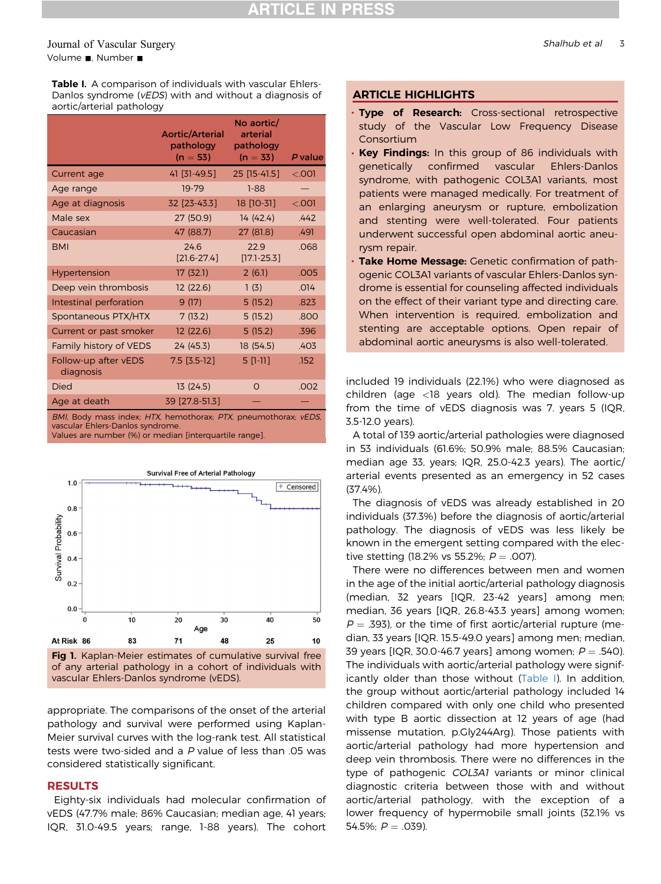**Table I.** A comparison of individuals with vascular Ehlers-Danlos syndrome (*vEDS*) with and without a diagnosis of aortic/arterial pathology

| | Aortic/Arterial pathology (n = 53) | No aortic/ arterial pathology (n = 33) | *P* value |
|---|---|---|---|
| Current age | 41 [31-49.5] | 25 [15-41.5] | <.001 |
| Age range | 19-79 | 1-88 | — |
| Age at diagnosis | 32 [23-43.3] | 18 [10-31] | <.001 |
| Male sex | 27 (50.9) | 14 (42.4) | .442 |
| Caucasian | 47 (88.7) | 27 (81.8) | .491 |
| BMI | 24.6 [21.6-27.4] | 22.9 [17.1-25.3] | .068 |
| Hypertension | 17 (32.1) | 2 (6.1) | .005 |
| Deep vein thrombosis | 12 (22.6) | 1 (3) | .014 |
| Intestinal perforation | 9 (17) | 5 (15.2) | .823 |
| Spontaneous PTX/HTX | 7 (13.2) | 5 (15.2) | .800 |
| Current or past smoker | 12 (22.6) | 5 (15.2) | .396 |
| Family history of VEDS | 24 (45.3) | 18 (54.5) | .403 |
| Follow-up after vEDS diagnosis | 7.5 [3.5-12] | 5 [1-11] | .152 |
| Died | 13 (24.5) | 0 | .002 |
| Age at death | 39 [27.8-51.3] | — | — |

*BMI*, Body mass index; *HTX*, hemothorax; *PTX*, pneumothorax; *vEDS*, vascular Ehlers-Danlos syndrome.
Values are number (%) or median [interquartile range].

**Fig 1.** Kaplan-Meier estimates of cumulative survival free of any arterial pathology in a cohort of individuals with vascular Ehlers-Danlos syndrome (vEDS).

appropriate. The comparisons of the onset of the arterial pathology and survival were performed using Kaplan-Meier survival curves with the log-rank test. All statistical tests were two-sided and a *P* value of less than .05 was considered statistically significant.

## RESULTS

Eighty-six individuals had molecular confirmation of vEDS (47.7% male; 86% Caucasian; median age, 41 years; IQR, 31.0-49.5 years; range, 1-88 years). The cohort included 19 individuals (22.1%) who were diagnosed as children (age <18 years old). The median follow-up from the time of vEDS diagnosis was 7. years 5 (IQR, 3.5-12.0 years).

A total of 139 aortic/arterial pathologies were diagnosed in 53 individuals (61.6%; 50.9% male; 88.5% Caucasian; median age 33, years; IQR, 25.0-42.3 years). The aortic/arterial events presented as an emergency in 52 cases (37.4%).

The diagnosis of vEDS was already established in 20 individuals (37.3%) before the diagnosis of aortic/arterial pathology. The diagnosis of vEDS was less likely be known in the emergent setting compared with the elective stetting (18.2% vs 55.2%; *P* = .007).

There were no differences between men and women in the age of the initial aortic/arterial pathology diagnosis (median, 32 years [IQR, 23-42 years] among men; median, 36 years [IQR, 26.8-43.3 years] among women; *P* = .393), or the time of first aortic/arterial rupture (median, 33 years [IQR. 15.5-49.0 years] among men; median, 39 years [IQR, 30.0-46.7 years] among women; *P* = .540). The individuals with aortic/arterial pathology were significantly older than those without (Table I). In addition, the group without aortic/arterial pathology included 14 children compared with only one child who presented with type B aortic dissection at 12 years of age (had missense mutation, p.Gly244Arg). Those patients with aortic/arterial pathology had more hypertension and deep vein thrombosis. There were no differences in the type of pathogenic *COL3A1* variants or minor clinical diagnostic criteria between those with and without aortic/arterial pathology, with the exception of a lower frequency of hypermobile small joints (32.1% vs 54.5%; *P* = .039).

## ARTICLE HIGHLIGHTS

- **Type of Research:** Cross-sectional retrospective study of the Vascular Low Frequency Disease Consortium
- **Key Findings:** In this group of 86 individuals with genetically confirmed vascular Ehlers-Danlos syndrome, with pathogenic COL3A1 variants, most patients were managed medically. For treatment of an enlarging aneurysm or rupture, embolization and stenting were well-tolerated. Four patients underwent successful open abdominal aortic aneurysm repair.
- **Take Home Message:** Genetic confirmation of pathogenic COL3A1 variants of vascular Ehlers-Danlos syndrome is essential for counseling affected individuals on the effect of their variant type and directing care. When intervention is required, embolization and stenting are acceptable options. Open repair of abdominal aortic aneurysms is also well-tolerated.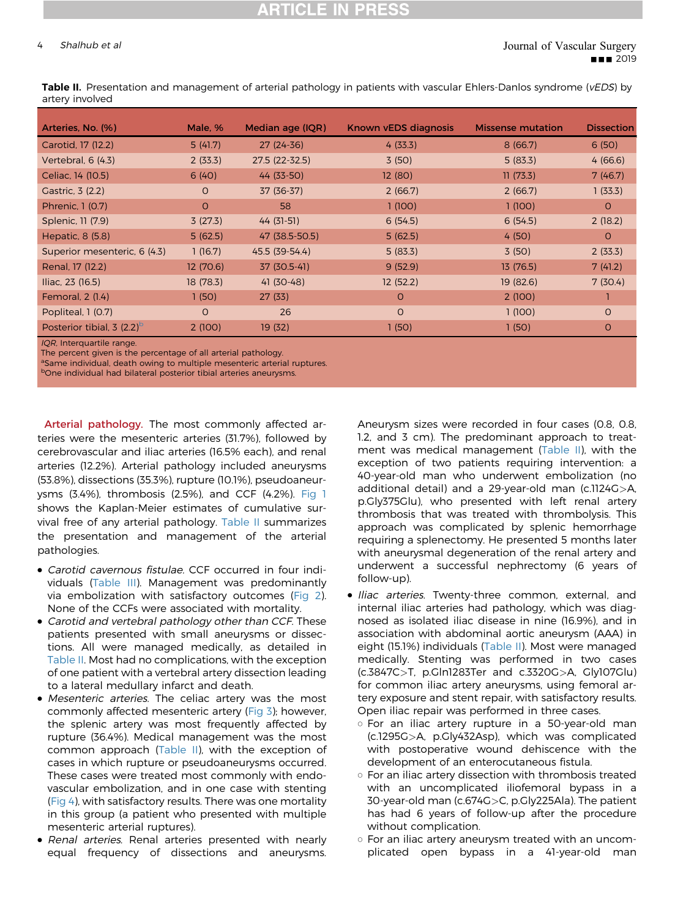**Table II.** Presentation and management of arterial pathology in patients with vascular Ehlers-Danlos syndrome (*vEDS*) by artery involved

| Arteries, No. (%) | Male, % | Median age (IQR) | Known vEDS diagnosis | Missense mutation | Dissection |
|---|---|---|---|---|---|
| Carotid, 17 (12.2) | 5 (41.7) | 27 (24-36) | 4 (33.3) | 8 (66.7) | 6 (50) |
| Vertebral, 6 (4.3) | 2 (33.3) | 27.5 (22-32.5) | 3 (50) | 5 (83.3) | 4 (66.6) |
| Celiac, 14 (10.5) | 6 (40) | 44 (33-50) | 12 (80) | 11 (73.3) | 7 (46.7) |
| Gastric, 3 (2.2) | 0 | 37 (36-37) | 2 (66.7) | 2 (66.7) | 1 (33.3) |
| Phrenic, 1 (0.7) | 0 | 58 | 1 (100) | 1 (100) | 0 |
| Splenic, 11 (7.9) | 3 (27.3) | 44 (31-51) | 6 (54.5) | 6 (54.5) | 2 (18.2) |
| Hepatic, 8 (5.8) | 5 (62.5) | 47 (38.5-50.5) | 5 (62.5) | 4 (50) | 0 |
| Superior mesenteric, 6 (4.3) | 1 (16.7) | 45.5 (39-54.4) | 5 (83.3) | 3 (50) | 2 (33.3) |
| Renal, 17 (12.2) | 12 (70.6) | 37 (30.5-41) | 9 (52.9) | 13 (76.5) | 7 (41.2) |
| Iliac, 23 (16.5) | 18 (78.3) | 41 (30-48) | 12 (52.2) | 19 (82.6) | 7 (30.4) |
| Femoral, 2 (1.4) | 1 (50) | 27 (33) | 0 | 2 (100) | 1 |
| Popliteal, 1 (0.7) | 0 | 26 | 0 | 1 (100) | 0 |
| Posterior tibial, 3 (2.2)[b] | 2 (100) | 19 (32) | 1 (50) | 1 (50) | 0 |

*IQR*, Interquartile range.
The percent given is the percentage of all arterial pathology.
[a]Same individual, death owing to multiple mesenteric arterial ruptures.
[b]One individual had bilateral posterior tibial arteries aneurysms.

**Arterial pathology.** The most commonly affected arteries were the mesenteric arteries (31.7%), followed by cerebrovascular and iliac arteries (16.5% each), and renal arteries (12.2%). Arterial pathology included aneurysms (53.8%), dissections (35.3%), rupture (10.1%), pseudoaneurysms (3.4%), thrombosis (2.5%), and CCF (4.2%). Fig 1 shows the Kaplan-Meier estimates of cumulative survival free of any arterial pathology. Table II summarizes the presentation and management of the arterial pathologies.

- *Carotid cavernous fistulae.* CCF occurred in four individuals (Table III). Management was predominantly via embolization with satisfactory outcomes (Fig 2). None of the CCFs were associated with mortality.
- *Carotid and vertebral pathology other than CCF.* These patients presented with small aneurysms or dissections. All were managed medically, as detailed in Table II. Most had no complications, with the exception of one patient with a vertebral artery dissection leading to a lateral medullary infarct and death.
- *Mesenteric arteries.* The celiac artery was the most commonly affected mesenteric artery (Fig 3); however, the splenic artery was most frequently affected by rupture (36.4%). Medical management was the most common approach (Table II), with the exception of cases in which rupture or pseudoaneurysms occurred. These cases were treated most commonly with endovascular embolization, and in one case with stenting (Fig 4), with satisfactory results. There was one mortality in this group (a patient who presented with multiple mesenteric arterial ruptures).
- *Renal arteries.* Renal arteries presented with nearly equal frequency of dissections and aneurysms. Aneurysm sizes were recorded in four cases (0.8, 0.8, 1.2, and 3 cm). The predominant approach to treatment was medical management (Table II), with the exception of two patients requiring intervention: a 40-year-old man who underwent embolization (no additional detail) and a 29-year-old man (c.1124G>A, p.Gly375Glu), who presented with left renal artery thrombosis that was treated with thrombolysis. This approach was complicated by splenic hemorrhage requiring a splenectomy. He presented 5 months later with aneurysmal degeneration of the renal artery and underwent a successful nephrectomy (6 years of follow-up).
- *Iliac arteries.* Twenty-three common, external, and internal iliac arteries had pathology, which was diagnosed as isolated iliac disease in nine (16.9%), and in association with abdominal aortic aneurysm (AAA) in eight (15.1%) individuals (Table II). Most were managed medically. Stenting was performed in two cases (c.3847C>T, p.Gln1283Ter and c.3320G>A, Gly107Glu) for common iliac artery aneurysms, using femoral artery exposure and stent repair, with satisfactory results. Open iliac repair was performed in three cases.
  - For an iliac artery rupture in a 50-year-old man (c.1295G>A, p.Gly432Asp), which was complicated with postoperative wound dehiscence with the development of an enterocutaneous fistula.
  - For an iliac artery dissection with thrombosis treated with an uncomplicated iliofemoral bypass in a 30-year-old man (c.674G>C, p.Gly225Ala). The patient has had 6 years of follow-up after the procedure without complication.
  - For an iliac artery aneurysm treated with an uncomplicated open bypass in a 41-year-old man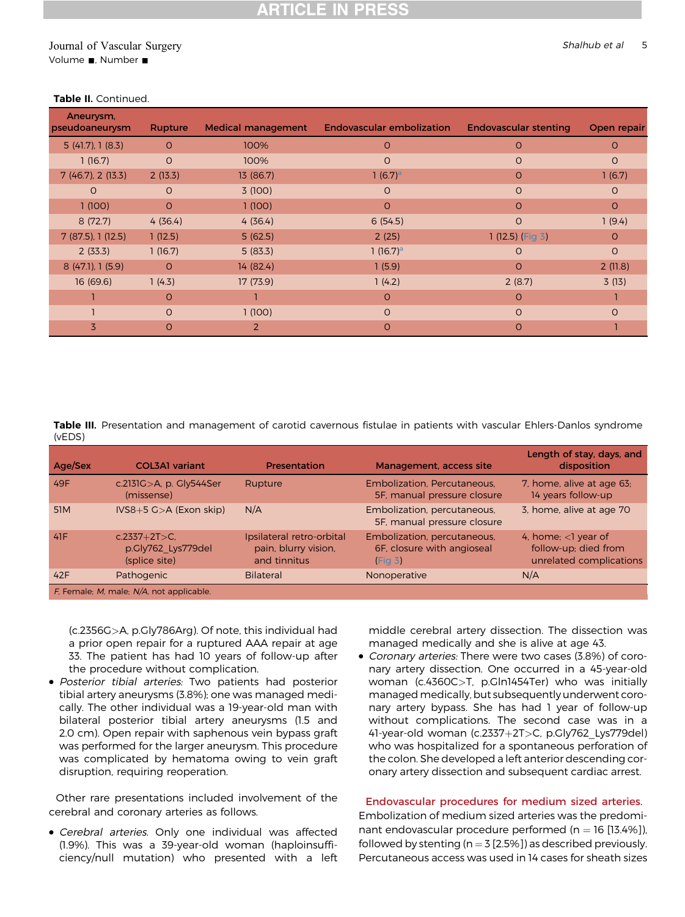**Table II.** Continued.

| Aneurysm, pseudoaneurysm | Rupture | Medical management | Endovascular embolization | Endovascular stenting | Open repair |
|---|---|---|---|---|---|
| 5 (41.7), 1 (8.3) | 0 | 100% | 0 | 0 | 0 |
| 1 (16.7) | 0 | 100% | 0 | 0 | 0 |
| 7 (46.7), 2 (13.3) | 2 (13.3) | 13 (86.7) | 1 (6.7)[a] | 0 | 1 (6.7) |
| 0 | 0 | 3 (100) | 0 | 0 | 0 |
| 1 (100) | 0 | 1 (100) | 0 | 0 | 0 |
| 8 (72.7) | 4 (36.4) | 4 (36.4) | 6 (54.5) | 0 | 1 (9.4) |
| 7 (87.5), 1 (12.5) | 1 (12.5) | 5 (62.5) | 2 (25) | 1 (12.5) (Fig 3) | 0 |
| 2 (33.3) | 1 (16.7) | 5 (83.3) | 1 (16.7)[a] | 0 | 0 |
| 8 (47.1), 1 (5.9) | 0 | 14 (82.4) | 1 (5.9) | 0 | 2 (11.8) |
| 16 (69.6) | 1 (4.3) | 17 (73.9) | 1 (4.2) | 2 (8.7) | 3 (13) |
| 1 | 0 | 1 | 0 | 0 | 1 |
| 1 | 0 | 1 (100) | 0 | 0 | 0 |
| 3 | 0 | 2 | 0 | 0 | 1 |

**Table III.** Presentation and management of carotid cavernous fistulae in patients with vascular Ehlers-Danlos syndrome (vEDS)

| Age/Sex | COL3A1 variant | Presentation | Management, access site | Length of stay, days, and disposition |
|---|---|---|---|---|
| 49F | c.2131G>A, p. Gly544Ser (missense) | Rupture | Embolization, Percutaneous, 5F, manual pressure closure | 7, home, alive at age 63; 14 years follow-up |
| 51M | IVS8+5 G>A (Exon skip) | N/A | Embolization, percutaneous, 5F, manual pressure closure | 3, home, alive at age 70 |
| 41F | c.2337+2T>C, p.Gly762_Lys779del (splice site) | Ipsilateral retro-orbital pain, blurry vision, and tinnitus | Embolization, percutaneous, 6F, closure with angioseal (Fig 3) | 4, home; <1 year of follow-up; died from unrelated complications |
| 42F | Pathogenic | Bilateral | Nonoperative | N/A |

*F*, Female; *M*, male; *N/A*, not applicable.

(c.2356G>A, p.Gly786Arg). Of note, this individual had a prior open repair for a ruptured AAA repair at age 33. The patient has had 10 years of follow-up after the procedure without complication.

- *Posterior tibial arteries:* Two patients had posterior tibial artery aneurysms (3.8%); one was managed medically. The other individual was a 19-year-old man with bilateral posterior tibial artery aneurysms (1.5 and 2.0 cm). Open repair with saphenous vein bypass graft was performed for the larger aneurysm. This procedure was complicated by hematoma owing to vein graft disruption, requiring reoperation.

Other rare presentations included involvement of the cerebral and coronary arteries as follows.

- *Cerebral arteries.* Only one individual was affected (1.9%). This was a 39-year-old woman (haploinsufficiency/null mutation) who presented with a left middle cerebral artery dissection. The dissection was managed medically and she is alive at age 43.
- *Coronary arteries:* There were two cases (3.8%) of coronary artery dissection. One occurred in a 45-year-old woman (c.4360C>T, p.Gln1454Ter) who was initially managed medically, but subsequently underwent coronary artery bypass. She has had 1 year of follow-up without complications. The second case was in a 41-year-old woman (c.2337+2T>C, p.Gly762_Lys779del) who was hospitalized for a spontaneous perforation of the colon. She developed a left anterior descending coronary artery dissection and subsequent cardiac arrest.

### Endovascular procedures for medium sized arteries.

Embolization of medium sized arteries was the predominant endovascular procedure performed (n = 16 [13.4%]), followed by stenting (n = 3 [2.5%]) as described previously. Percutaneous access was used in 14 cases for sheath sizes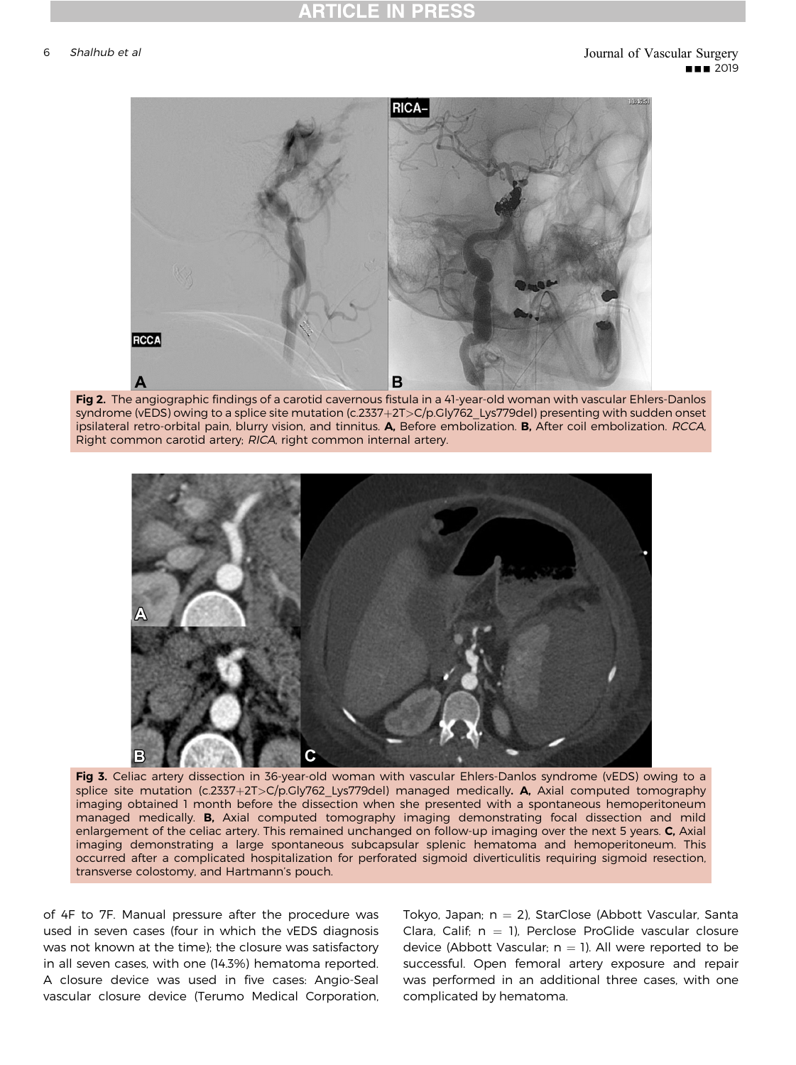**Fig 2.** The angiographic findings of a carotid cavernous fistula in a 41-year-old woman with vascular Ehlers-Danlos syndrome (vEDS) owing to a splice site mutation (c.2337+2T>C/p.Gly762_Lys779del) presenting with sudden onset ipsilateral retro-orbital pain, blurry vision, and tinnitus. **A,** Before embolization. **B,** After coil embolization. *RCCA*, Right common carotid artery; *RICA*, right common internal artery.

**Fig 3.** Celiac artery dissection in 36-year-old woman with vascular Ehlers-Danlos syndrome (vEDS) owing to a splice site mutation (c.2337+2T>C/p.Gly762_Lys779del) managed medically. **A,** Axial computed tomography imaging obtained 1 month before the dissection when she presented with a spontaneous hemoperitoneum managed medically. **B,** Axial computed tomography imaging demonstrating focal dissection and mild enlargement of the celiac artery. This remained unchanged on follow-up imaging over the next 5 years. **C,** Axial imaging demonstrating a large spontaneous subcapsular splenic hematoma and hemoperitoneum. This occurred after a complicated hospitalization for perforated sigmoid diverticulitis requiring sigmoid resection, transverse colostomy, and Hartmann's pouch.

of 4F to 7F. Manual pressure after the procedure was used in seven cases (four in which the vEDS diagnosis was not known at the time); the closure was satisfactory in all seven cases, with one (14.3%) hematoma reported. A closure device was used in five cases: Angio-Seal vascular closure device (Terumo Medical Corporation, Tokyo, Japan; n = 2), StarClose (Abbott Vascular, Santa Clara, Calif; n = 1), Perclose ProGlide vascular closure device (Abbott Vascular; n = 1). All were reported to be successful. Open femoral artery exposure and repair was performed in an additional three cases, with one complicated by hematoma.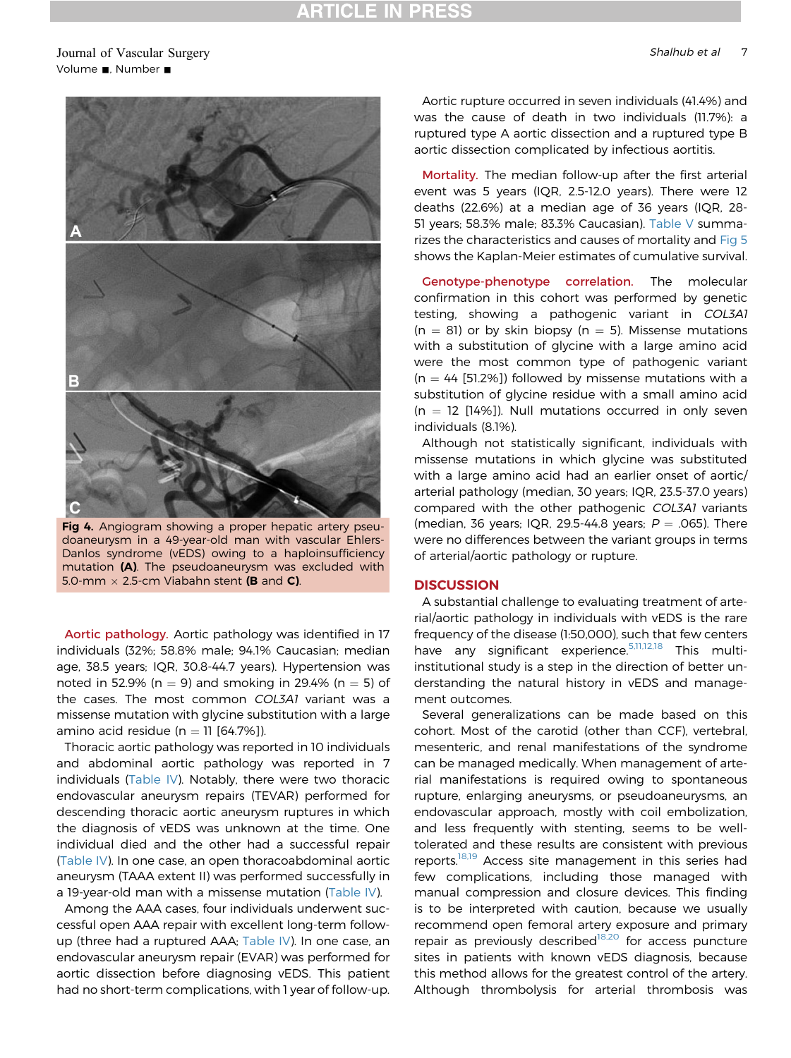Fig 4. Angiogram showing a proper hepatic artery pseudoaneurysm in a 49-year-old man with vascular Ehlers-Danlos syndrome (vEDS) owing to a haploinsufficiency mutation **(A)**. The pseudoaneurysm was excluded with 5.0-mm × 2.5-cm Viabahn stent **(B** and **C)**.

**Aortic pathology.** Aortic pathology was identified in 17 individuals (32%; 58.8% male; 94.1% Caucasian; median age, 38.5 years; IQR, 30.8-44.7 years). Hypertension was noted in 52.9% (n = 9) and smoking in 29.4% (n = 5) of the cases. The most common *COL3A1* variant was a missense mutation with glycine substitution with a large amino acid residue (n = 11 [64.7%]).

Thoracic aortic pathology was reported in 10 individuals and abdominal aortic pathology was reported in 7 individuals (Table IV). Notably, there were two thoracic endovascular aneurysm repairs (TEVAR) performed for descending thoracic aortic aneurysm ruptures in which the diagnosis of vEDS was unknown at the time. One individual died and the other had a successful repair (Table IV). In one case, an open thoracoabdominal aortic aneurysm (TAAA extent II) was performed successfully in a 19-year-old man with a missense mutation (Table IV).

Among the AAA cases, four individuals underwent successful open AAA repair with excellent long-term follow-up (three had a ruptured AAA; Table IV). In one case, an endovascular aneurysm repair (EVAR) was performed for aortic dissection before diagnosing vEDS. This patient had no short-term complications, with 1 year of follow-up.

Aortic rupture occurred in seven individuals (41.4%) and was the cause of death in two individuals (11.7%): a ruptured type A aortic dissection and a ruptured type B aortic dissection complicated by infectious aortitis.

**Mortality.** The median follow-up after the first arterial event was 5 years (IQR, 2.5-12.0 years). There were 12 deaths (22.6%) at a median age of 36 years (IQR, 28-51 years; 58.3% male; 83.3% Caucasian). Table V summarizes the characteristics and causes of mortality and Fig 5 shows the Kaplan-Meier estimates of cumulative survival.

**Genotype-phenotype correlation.** The molecular confirmation in this cohort was performed by genetic testing, showing a pathogenic variant in *COL3A1* (n = 81) or by skin biopsy (n = 5). Missense mutations with a substitution of glycine with a large amino acid were the most common type of pathogenic variant (n = 44 [51.2%]) followed by missense mutations with a substitution of glycine residue with a small amino acid (n = 12 [14%]). Null mutations occurred in only seven individuals (8.1%).

Although not statistically significant, individuals with missense mutations in which glycine was substituted with a large amino acid had an earlier onset of aortic/arterial pathology (median, 30 years; IQR, 23.5-37.0 years) compared with the other pathogenic *COL3A1* variants (median, 36 years; IQR, 29.5-44.8 years; $P = .065$). There were no differences between the variant groups in terms of arterial/aortic pathology or rupture.

## DISCUSSION

A substantial challenge to evaluating treatment of arterial/aortic pathology in individuals with vEDS is the rare frequency of the disease (1:50,000), such that few centers have any significant experience.[5,11,12,18] This multi-institutional study is a step in the direction of better understanding the natural history in vEDS and management outcomes.

Several generalizations can be made based on this cohort. Most of the carotid (other than CCF), vertebral, mesenteric, and renal manifestations of the syndrome can be managed medically. When management of arterial manifestations is required owing to spontaneous rupture, enlarging aneurysms, or pseudoaneurysms, an endovascular approach, mostly with coil embolization, and less frequently with stenting, seems to be well-tolerated and these results are consistent with previous reports.[18,19] Access site management in this series had few complications, including those managed with manual compression and closure devices. This finding is to be interpreted with caution, because we usually recommend open femoral artery exposure and primary repair as previously described[18,20] for access puncture sites in patients with known vEDS diagnosis, because this method allows for the greatest control of the artery. Although thrombolysis for arterial thrombosis was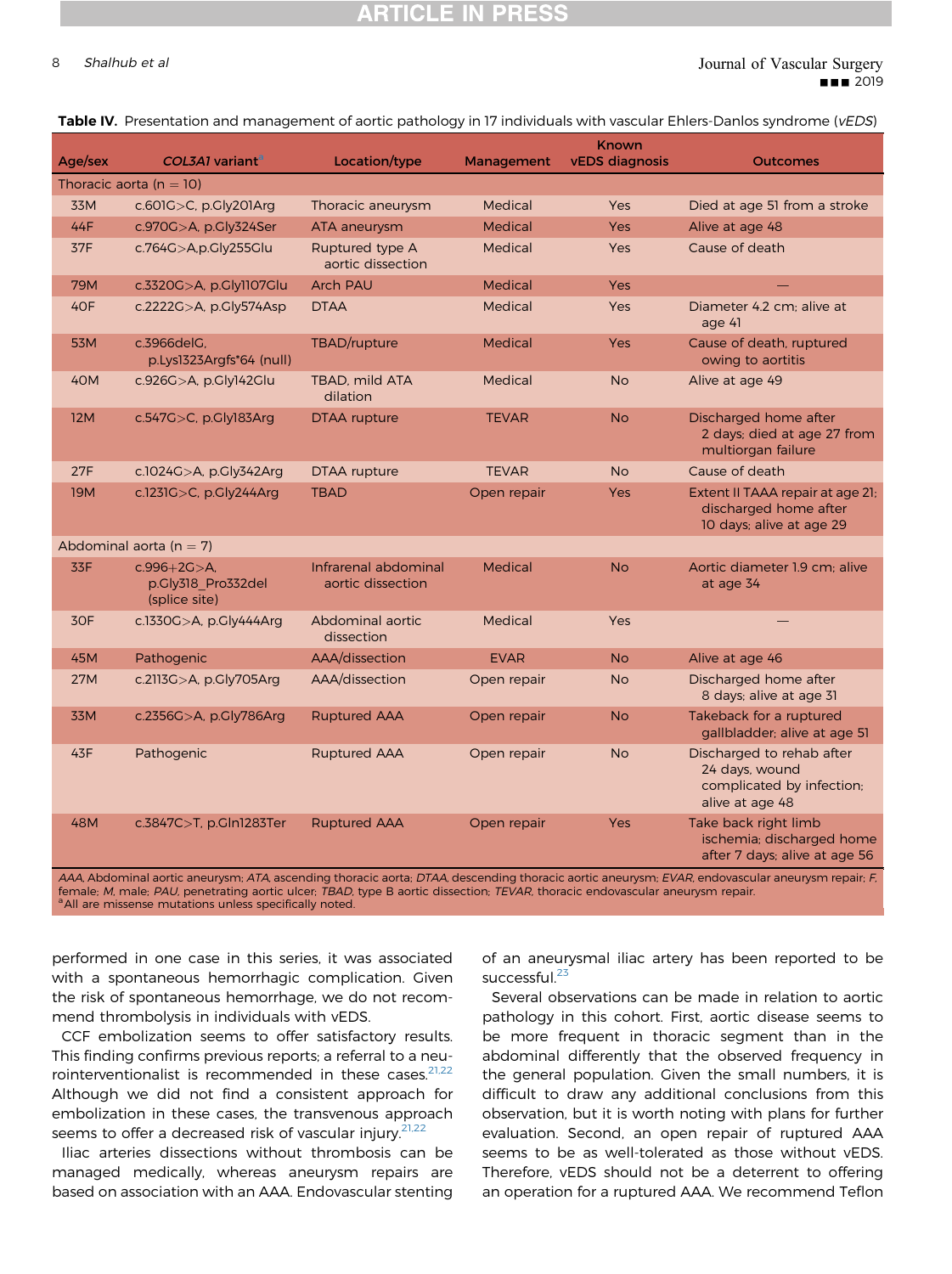**Table IV.** Presentation and management of aortic pathology in 17 individuals with vascular Ehlers-Danlos syndrome (*vEDS*)

| Age/sex | *COL3A1* variant[a] | Location/type | Management | Known vEDS diagnosis | Outcomes |
|---|---|---|---|---|---|
| Thoracic aorta (n = 10) | | | | | |
| 33M | c.601G>C, p.Gly201Arg | Thoracic aneurysm | Medical | Yes | Died at age 51 from a stroke |
| 44F | c.970G>A, p.Gly324Ser | ATA aneurysm | Medical | Yes | Alive at age 48 |
| 37F | c.764G>A.p.Gly255Glu | Ruptured type A aortic dissection | Medical | Yes | Cause of death |
| 79M | c.3320G>A, p.Gly1107Glu | Arch PAU | Medical | Yes | — |
| 40F | c.2222G>A, p.Gly574Asp | DTAA | Medical | Yes | Diameter 4.2 cm; alive at age 41 |
| 53M | c.3966delG, p.Lys1323Argfs*64 (null) | TBAD/rupture | Medical | Yes | Cause of death, ruptured owing to aortitis |
| 40M | c.926G>A, p.Gly142Glu | TBAD, mild ATA dilation | Medical | No | Alive at age 49 |
| 12M | c.547G>C, p.Gly183Arg | DTAA rupture | TEVAR | No | Discharged home after 2 days; died at age 27 from multiorgan failure |
| 27F | c.1024G>A, p.Gly342Arg | DTAA rupture | TEVAR | No | Cause of death |
| 19M | c.1231G>C, p.Gly244Arg | TBAD | Open repair | Yes | Extent II TAAA repair at age 21; discharged home after 10 days; alive at age 29 |
| Abdominal aorta (n = 7) | | | | | |
| 33F | c.996+2G>A, p.Gly318_Pro332del (splice site) | Infrarenal abdominal aortic dissection | Medical | No | Aortic diameter 1.9 cm; alive at age 34 |
| 30F | c.1330G>A, p.Gly444Arg | Abdominal aortic dissection | Medical | Yes | — |
| 45M | Pathogenic | AAA/dissection | EVAR | No | Alive at age 46 |
| 27M | c.2113G>A, p.Gly705Arg | AAA/dissection | Open repair | No | Discharged home after 8 days; alive at age 31 |
| 33M | c.2356G>A, p.Gly786Arg | Ruptured AAA | Open repair | No | Takeback for a ruptured gallbladder; alive at age 51 |
| 43F | Pathogenic | Ruptured AAA | Open repair | No | Discharged to rehab after 24 days, wound complicated by infection; alive at age 48 |
| 48M | c.3847C>T, p.Gln1283Ter | Ruptured AAA | Open repair | Yes | Take back right limb ischemia; discharged home after 7 days; alive at age 56 |

*AAA*, Abdominal aortic aneurysm; *ATA*, ascending thoracic aorta; *DTAA*, descending thoracic aortic aneurysm; *EVAR*, endovascular aneurysm repair; *F*, female; *M*, male; *PAU*, penetrating aortic ulcer; *TBAD*, type B aortic dissection; *TEVAR*, thoracic endovascular aneurysm repair.
[a]All are missense mutations unless specifically noted.

performed in one case in this series, it was associated with a spontaneous hemorrhagic complication. Given the risk of spontaneous hemorrhage, we do not recommend thrombolysis in individuals with vEDS.

CCF embolization seems to offer satisfactory results. This finding confirms previous reports; a referral to a neurointerventionalist is recommended in these cases.[21,22] Although we did not find a consistent approach for embolization in these cases, the transvenous approach seems to offer a decreased risk of vascular injury.[21,22]

Iliac arteries dissections without thrombosis can be managed medically, whereas aneurysm repairs are based on association with an AAA. Endovascular stenting of an aneurysmal iliac artery has been reported to be successful.[23]

Several observations can be made in relation to aortic pathology in this cohort. First, aortic disease seems to be more frequent in thoracic segment than in the abdominal differently that the observed frequency in the general population. Given the small numbers, it is difficult to draw any additional conclusions from this observation, but it is worth noting with plans for further evaluation. Second, an open repair of ruptured AAA seems to be as well-tolerated as those without vEDS. Therefore, vEDS should not be a deterrent to offering an operation for a ruptured AAA. We recommend Teflon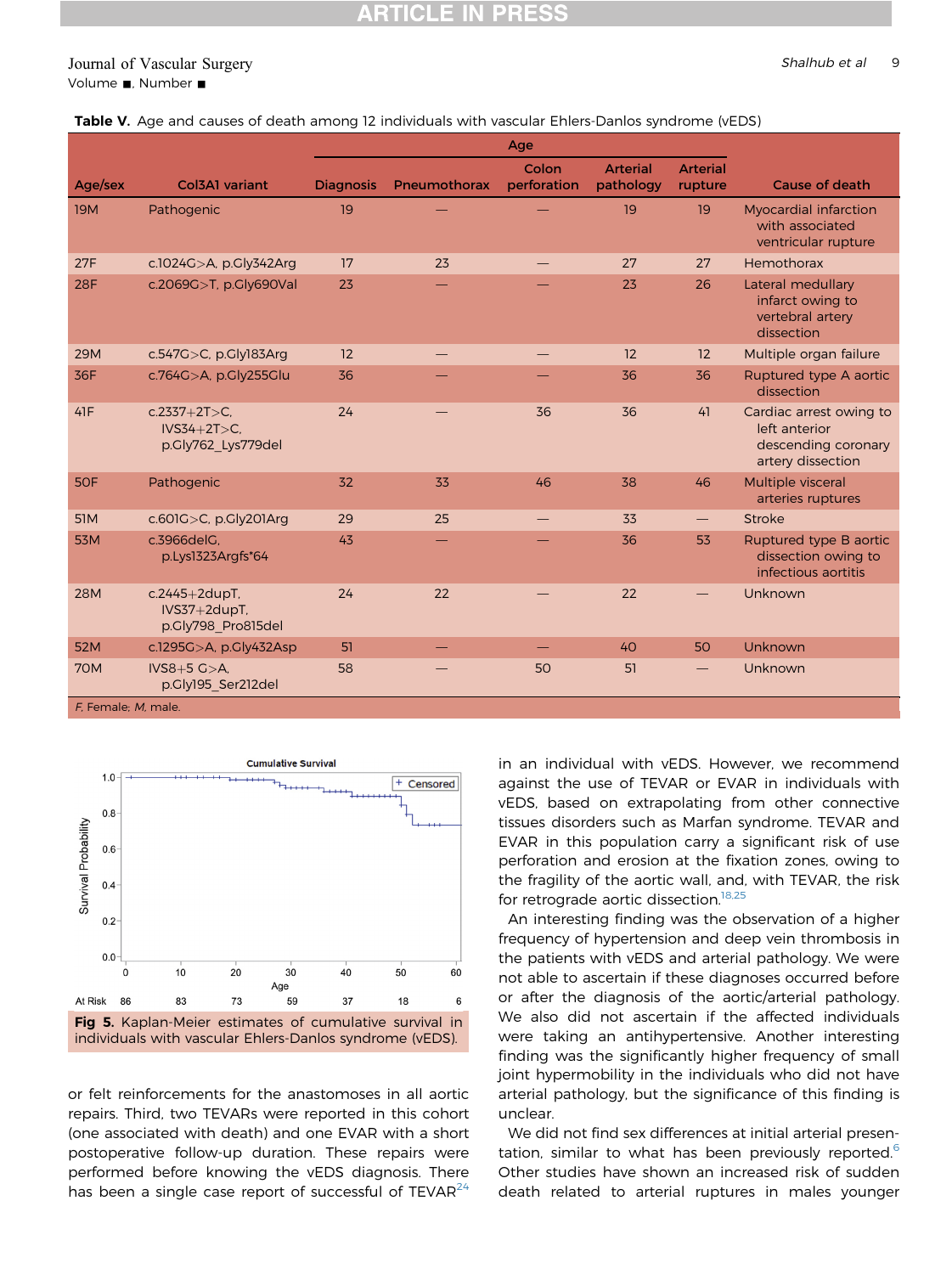**Table V.** Age and causes of death among 12 individuals with vascular Ehlers-Danlos syndrome (vEDS)

| Age/sex | Col3A1 variant | Age | | | | | Cause of death |
|---|---|---|---|---|---|---|---|
| | | Diagnosis | Pneumothorax | Colon perforation | Arterial pathology | Arterial rupture | |
| 19M | Pathogenic | 19 | — | — | 19 | 19 | Myocardial infarction with associated ventricular rupture |
| 27F | c.1024G>A, p.Gly342Arg | 17 | 23 | — | 27 | 27 | Hemothorax |
| 28F | c.2069G>T, p.Gly690Val | 23 | — | — | 23 | 26 | Lateral medullary infarct owing to vertebral artery dissection |
| 29M | c.547G>C, p.Gly183Arg | 12 | — | — | 12 | 12 | Multiple organ failure |
| 36F | c.764G>A, p.Gly255Glu | 36 | — | — | 36 | 36 | Ruptured type A aortic dissection |
| 41F | c.2337+2T>C, IVS34+2T>C, p.Gly762_Lys779del | 24 | — | 36 | 36 | 41 | Cardiac arrest owing to left anterior descending coronary artery dissection |
| 50F | Pathogenic | 32 | 33 | 46 | 38 | 46 | Multiple visceral arteries ruptures |
| 51M | c.601G>C, p.Gly201Arg | 29 | 25 | — | 33 | — | Stroke |
| 53M | c.3966delG, p.Lys1323Argfs*64 | 43 | — | — | 36 | 53 | Ruptured type B aortic dissection owing to infectious aortitis |
| 28M | c.2445+2dupT, IVS37+2dupT, p.Gly798_Pro815del | 24 | 22 | — | 22 | — | Unknown |
| 52M | c.1295G>A, p.Gly432Asp | 51 | — | — | 40 | 50 | Unknown |
| 70M | IVS8+5 G>A, p.Gly195_Ser212del | 58 | — | 50 | 51 | — | Unknown |

*F*, Female; *M*, male.

**Fig 5.** Kaplan-Meier estimates of cumulative survival in individuals with vascular Ehlers-Danlos syndrome (vEDS).

or felt reinforcements for the anastomoses in all aortic repairs. Third, two TEVARs were reported in this cohort (one associated with death) and one EVAR with a short postoperative follow-up duration. These repairs were performed before knowing the vEDS diagnosis. There has been a single case report of successful of TEVAR[24] in an individual with vEDS. However, we recommend against the use of TEVAR or EVAR in individuals with vEDS, based on extrapolating from other connective tissues disorders such as Marfan syndrome. TEVAR and EVAR in this population carry a significant risk of use perforation and erosion at the fixation zones, owing to the fragility of the aortic wall, and, with TEVAR, the risk for retrograde aortic dissection.[18,25]

An interesting finding was the observation of a higher frequency of hypertension and deep vein thrombosis in the patients with vEDS and arterial pathology. We were not able to ascertain if these diagnoses occurred before or after the diagnosis of the aortic/arterial pathology. We also did not ascertain if the affected individuals were taking an antihypertensive. Another interesting finding was the significantly higher frequency of small joint hypermobility in the individuals who did not have arterial pathology, but the significance of this finding is unclear.

We did not find sex differences at initial arterial presentation, similar to what has been previously reported.[6] Other studies have shown an increased risk of sudden death related to arterial ruptures in males younger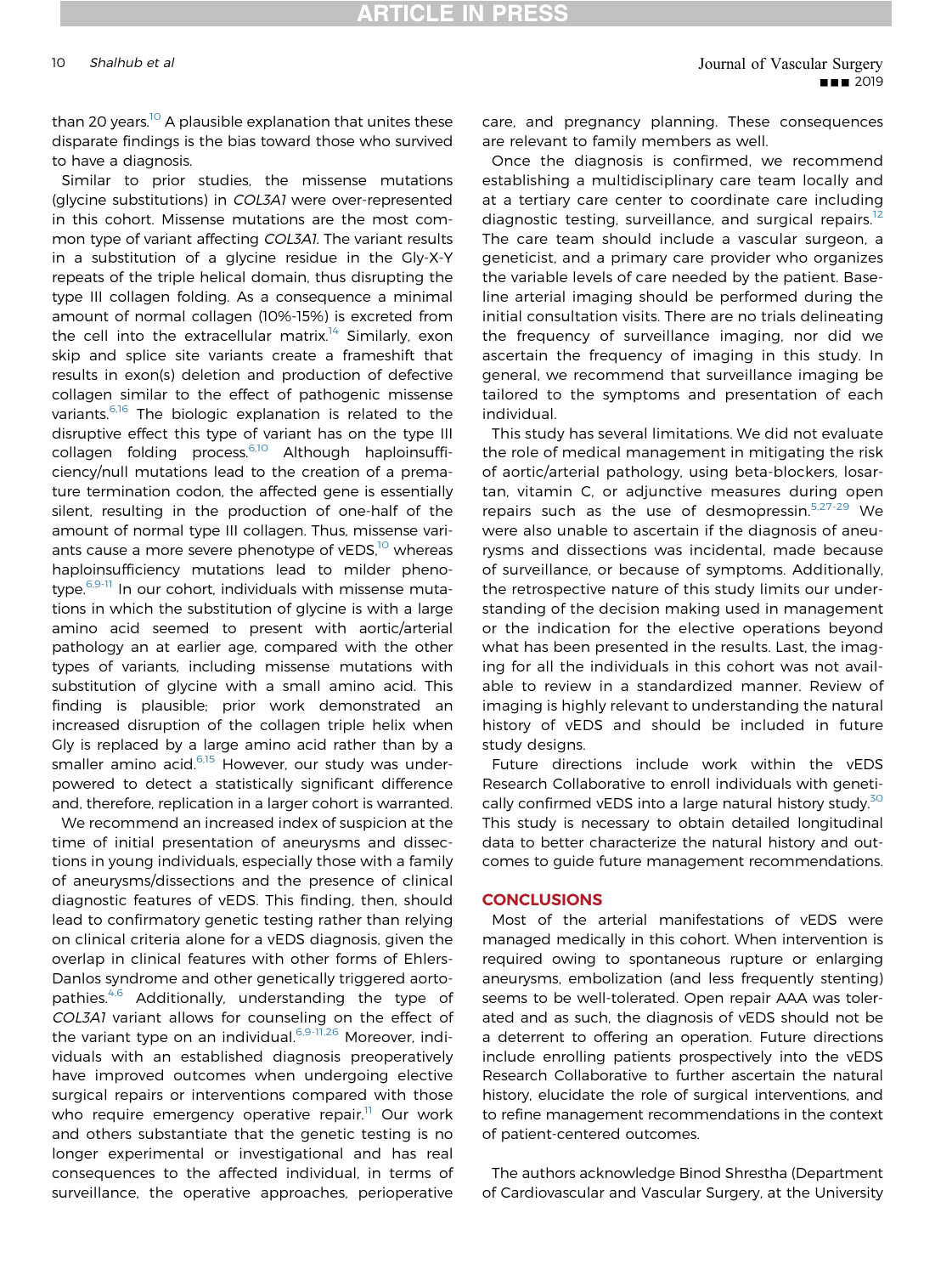than 20 years.[10] A plausible explanation that unites these disparate findings is the bias toward those who survived to have a diagnosis.

Similar to prior studies, the missense mutations (glycine substitutions) in *COL3A1* were over-represented in this cohort. Missense mutations are the most common type of variant affecting *COL3A1*. The variant results in a substitution of a glycine residue in the Gly-X-Y repeats of the triple helical domain, thus disrupting the type III collagen folding. As a consequence a minimal amount of normal collagen (10%-15%) is excreted from the cell into the extracellular matrix.[14] Similarly, exon skip and splice site variants create a frameshift that results in exon(s) deletion and production of defective collagen similar to the effect of pathogenic missense variants.[6,16] The biologic explanation is related to the disruptive effect this type of variant has on the type III collagen folding process.[6,10] Although haploinsufficiency/null mutations lead to the creation of a premature termination codon, the affected gene is essentially silent, resulting in the production of one-half of the amount of normal type III collagen. Thus, missense variants cause a more severe phenotype of vEDS,[10] whereas haploinsufficiency mutations lead to milder phenotype.[6,9-11] In our cohort, individuals with missense mutations in which the substitution of glycine is with a large amino acid seemed to present with aortic/arterial pathology an at earlier age, compared with the other types of variants, including missense mutations with substitution of glycine with a small amino acid. This finding is plausible; prior work demonstrated an increased disruption of the collagen triple helix when Gly is replaced by a large amino acid rather than by a smaller amino acid.[6,15] However, our study was underpowered to detect a statistically significant difference and, therefore, replication in a larger cohort is warranted.

We recommend an increased index of suspicion at the time of initial presentation of aneurysms and dissections in young individuals, especially those with a family of aneurysms/dissections and the presence of clinical diagnostic features of vEDS. This finding, then, should lead to confirmatory genetic testing rather than relying on clinical criteria alone for a vEDS diagnosis, given the overlap in clinical features with other forms of Ehlers-Danlos syndrome and other genetically triggered aortopathies.[4,6] Additionally, understanding the type of *COL3A1* variant allows for counseling on the effect of the variant type on an individual.[6,9-11,26] Moreover, individuals with an established diagnosis preoperatively have improved outcomes when undergoing elective surgical repairs or interventions compared with those who require emergency operative repair.[11] Our work and others substantiate that the genetic testing is no longer experimental or investigational and has real consequences to the affected individual, in terms of surveillance, the operative approaches, perioperative care, and pregnancy planning. These consequences are relevant to family members as well.

Once the diagnosis is confirmed, we recommend establishing a multidisciplinary care team locally and at a tertiary care center to coordinate care including diagnostic testing, surveillance, and surgical repairs.[12] The care team should include a vascular surgeon, a geneticist, and a primary care provider who organizes the variable levels of care needed by the patient. Baseline arterial imaging should be performed during the initial consultation visits. There are no trials delineating the frequency of surveillance imaging, nor did we ascertain the frequency of imaging in this study. In general, we recommend that surveillance imaging be tailored to the symptoms and presentation of each individual.

This study has several limitations. We did not evaluate the role of medical management in mitigating the risk of aortic/arterial pathology, using beta-blockers, losartan, vitamin C, or adjunctive measures during open repairs such as the use of desmopressin.[5,27-29] We were also unable to ascertain if the diagnosis of aneurysms and dissections was incidental, made because of surveillance, or because of symptoms. Additionally, the retrospective nature of this study limits our understanding of the decision making used in management or the indication for the elective operations beyond what has been presented in the results. Last, the imaging for all the individuals in this cohort was not available to review in a standardized manner. Review of imaging is highly relevant to understanding the natural history of vEDS and should be included in future study designs.

Future directions include work within the vEDS Research Collaborative to enroll individuals with genetically confirmed vEDS into a large natural history study.[30] This study is necessary to obtain detailed longitudinal data to better characterize the natural history and outcomes to guide future management recommendations.

## CONCLUSIONS

Most of the arterial manifestations of vEDS were managed medically in this cohort. When intervention is required owing to spontaneous rupture or enlarging aneurysms, embolization (and less frequently stenting) seems to be well-tolerated. Open repair AAA was tolerated and as such, the diagnosis of vEDS should not be a deterrent to offering an operation. Future directions include enrolling patients prospectively into the vEDS Research Collaborative to further ascertain the natural history, elucidate the role of surgical interventions, and to refine management recommendations in the context of patient-centered outcomes.

The authors acknowledge Binod Shrestha (Department of Cardiovascular and Vascular Surgery, at the University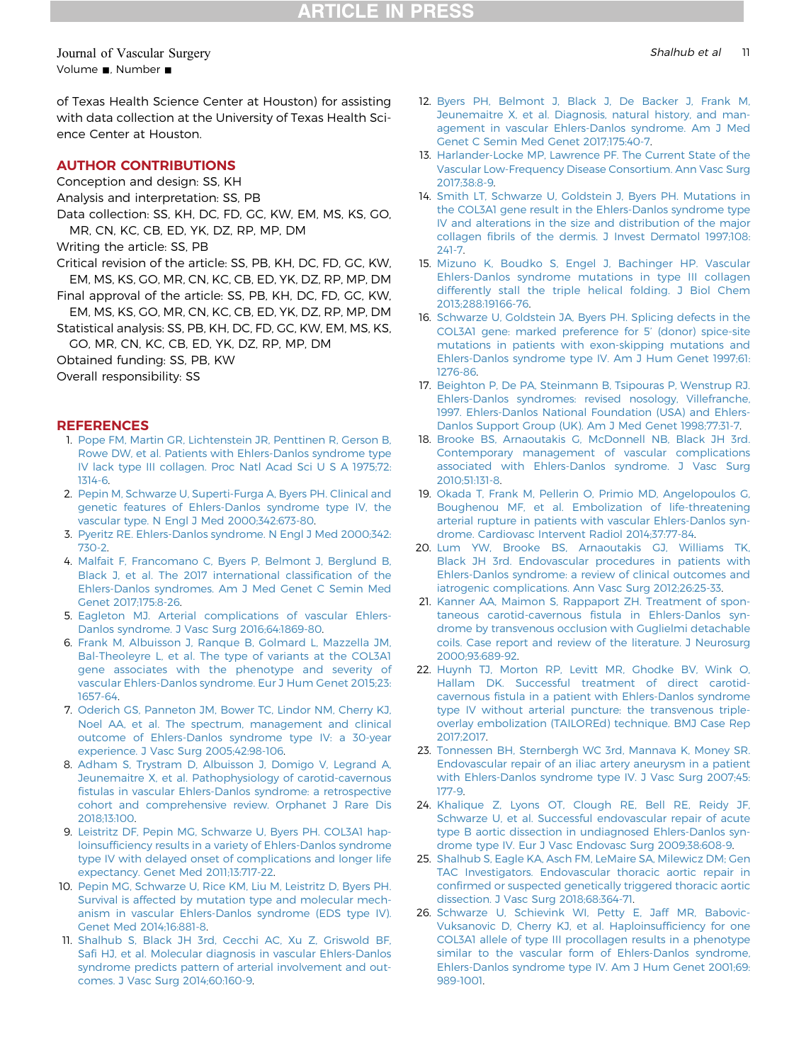of Texas Health Science Center at Houston) for assisting with data collection at the University of Texas Health Science Center at Houston.

## AUTHOR CONTRIBUTIONS

Conception and design: SS, KH

Analysis and interpretation: SS, PB

Data collection: SS, KH, DC, FD, GC, KW, EM, MS, KS, GO, MR, CN, KC, CB, ED, YK, DZ, RP, MP, DM

Writing the article: SS, PB

Critical revision of the article: SS, PB, KH, DC, FD, GC, KW, EM, MS, KS, GO, MR, CN, KC, CB, ED, YK, DZ, RP, MP, DM

Final approval of the article: SS, PB, KH, DC, FD, GC, KW, EM, MS, KS, GO, MR, CN, KC, CB, ED, YK, DZ, RP, MP, DM

Statistical analysis: SS, PB, KH, DC, FD, GC, KW, EM, MS, KS, GO, MR, CN, KC, CB, ED, YK, DZ, RP, MP, DM

Obtained funding: SS, PB, KW

Overall responsibility: SS

## REFERENCES

1. Pope FM, Martin GR, Lichtenstein JR, Penttinen R, Gerson B, Rowe DW, et al. Patients with Ehlers-Danlos syndrome type IV lack type III collagen. Proc Natl Acad Sci U S A 1975;72:1314-6.
2. Pepin M, Schwarze U, Superti-Furga A, Byers PH. Clinical and genetic features of Ehlers-Danlos syndrome type IV, the vascular type. N Engl J Med 2000;342:673-80.
3. Pyeritz RE. Ehlers-Danlos syndrome. N Engl J Med 2000;342:730-2.
4. Malfait F, Francomano C, Byers P, Belmont J, Berglund B, Black J, et al. The 2017 international classification of the Ehlers-Danlos syndromes. Am J Med Genet C Semin Med Genet 2017;175:8-26.
5. Eagleton MJ. Arterial complications of vascular Ehlers-Danlos syndrome. J Vasc Surg 2016;64:1869-80.
6. Frank M, Albuisson J, Ranque B, Golmard L, Mazzella JM, Bal-Theoleyre L, et al. The type of variants at the COL3A1 gene associates with the phenotype and severity of vascular Ehlers-Danlos syndrome. Eur J Hum Genet 2015;23:1657-64.
7. Oderich GS, Panneton JM, Bower TC, Lindor NM, Cherry KJ, Noel AA, et al. The spectrum, management and clinical outcome of Ehlers-Danlos syndrome type IV: a 30-year experience. J Vasc Surg 2005;42:98-106.
8. Adham S, Trystram D, Albuisson J, Domigo V, Legrand A, Jeunemaitre X, et al. Pathophysiology of carotid-cavernous fistulas in vascular Ehlers-Danlos syndrome: a retrospective cohort and comprehensive review. Orphanet J Rare Dis 2018;13:100.
9. Leistritz DF, Pepin MG, Schwarze U, Byers PH. COL3A1 haploinsufficiency results in a variety of Ehlers-Danlos syndrome type IV with delayed onset of complications and longer life expectancy. Genet Med 2011;13:717-22.
10. Pepin MG, Schwarze U, Rice KM, Liu M, Leistritz D, Byers PH. Survival is affected by mutation type and molecular mechanism in vascular Ehlers-Danlos syndrome (EDS type IV). Genet Med 2014;16:881-8.
11. Shalhub S, Black JH 3rd, Cecchi AC, Xu Z, Griswold BF, Safi HJ, et al. Molecular diagnosis in vascular Ehlers-Danlos syndrome predicts pattern of arterial involvement and outcomes. J Vasc Surg 2014;60:160-9.
12. Byers PH, Belmont J, Black J, De Backer J, Frank M, Jeunemaitre X, et al. Diagnosis, natural history, and management in vascular Ehlers-Danlos syndrome. Am J Med Genet C Semin Med Genet 2017;175:40-7.
13. Harlander-Locke MP, Lawrence PF. The Current State of the Vascular Low-Frequency Disease Consortium. Ann Vasc Surg 2017;38:8-9.
14. Smith LT, Schwarze U, Goldstein J, Byers PH. Mutations in the COL3A1 gene result in the Ehlers-Danlos syndrome type IV and alterations in the size and distribution of the major collagen fibrils of the dermis. J Invest Dermatol 1997;108:241-7.
15. Mizuno K, Boudko S, Engel J, Bachinger HP. Vascular Ehlers-Danlos syndrome mutations in type III collagen differently stall the triple helical folding. J Biol Chem 2013;288:19166-76.
16. Schwarze U, Goldstein JA, Byers PH. Splicing defects in the COL3A1 gene: marked preference for 5′ (donor) spice-site mutations in patients with exon-skipping mutations and Ehlers-Danlos syndrome type IV. Am J Hum Genet 1997;61:1276-86.
17. Beighton P, De PA, Steinmann B, Tsipouras P, Wenstrup RJ. Ehlers-Danlos syndromes: revised nosology, Villefranche, 1997. Ehlers-Danlos National Foundation (USA) and Ehlers-Danlos Support Group (UK). Am J Med Genet 1998;77:31-7.
18. Brooke BS, Arnaoutakis G, McDonnell NB, Black JH 3rd. Contemporary management of vascular complications associated with Ehlers-Danlos syndrome. J Vasc Surg 2010;51:131-8.
19. Okada T, Frank M, Pellerin O, Primio MD, Angelopoulos G, Boughenou MF, et al. Embolization of life-threatening arterial rupture in patients with vascular Ehlers-Danlos syndrome. Cardiovasc Intervent Radiol 2014;37:77-84.
20. Lum YW, Brooke BS, Arnaoutakis GJ, Williams TK, Black JH 3rd. Endovascular procedures in patients with Ehlers-Danlos syndrome: a review of clinical outcomes and iatrogenic complications. Ann Vasc Surg 2012;26:25-33.
21. Kanner AA, Maimon S, Rappaport ZH. Treatment of spontaneous carotid-cavernous fistula in Ehlers-Danlos syndrome by transvenous occlusion with Guglielmi detachable coils. Case report and review of the literature. J Neurosurg 2000;93:689-92.
22. Huynh TJ, Morton RP, Levitt MR, Ghodke BV, Wink O, Hallam DK. Successful treatment of direct carotid-cavernous fistula in a patient with Ehlers-Danlos syndrome type IV without arterial puncture: the transvenous triple-overlay embolization (TAILOREd) technique. BMJ Case Rep 2017;2017.
23. Tonnessen BH, Sternbergh WC 3rd, Mannava K, Money SR. Endovascular repair of an iliac artery aneurysm in a patient with Ehlers-Danlos syndrome type IV. J Vasc Surg 2007;45:177-9.
24. Khalique Z, Lyons OT, Clough RE, Bell RE, Reidy JF, Schwarze U, et al. Successful endovascular repair of acute type B aortic dissection in undiagnosed Ehlers-Danlos syndrome type IV. Eur J Vasc Endovasc Surg 2009;38:608-9.
25. Shalhub S, Eagle KA, Asch FM, LeMaire SA, Milewicz DM; Gen TAC Investigators. Endovascular thoracic aortic repair in confirmed or suspected genetically triggered thoracic aortic dissection. J Vasc Surg 2018;68:364-71.
26. Schwarze U, Schievink WI, Petty E, Jaff MR, Babovic-Vuksanovic D, Cherry KJ, et al. Haploinsufficiency for one COL3A1 allele of type III procollagen results in a phenotype similar to the vascular form of Ehlers-Danlos syndrome, Ehlers-Danlos syndrome type IV. Am J Hum Genet 2001;69:989-1001.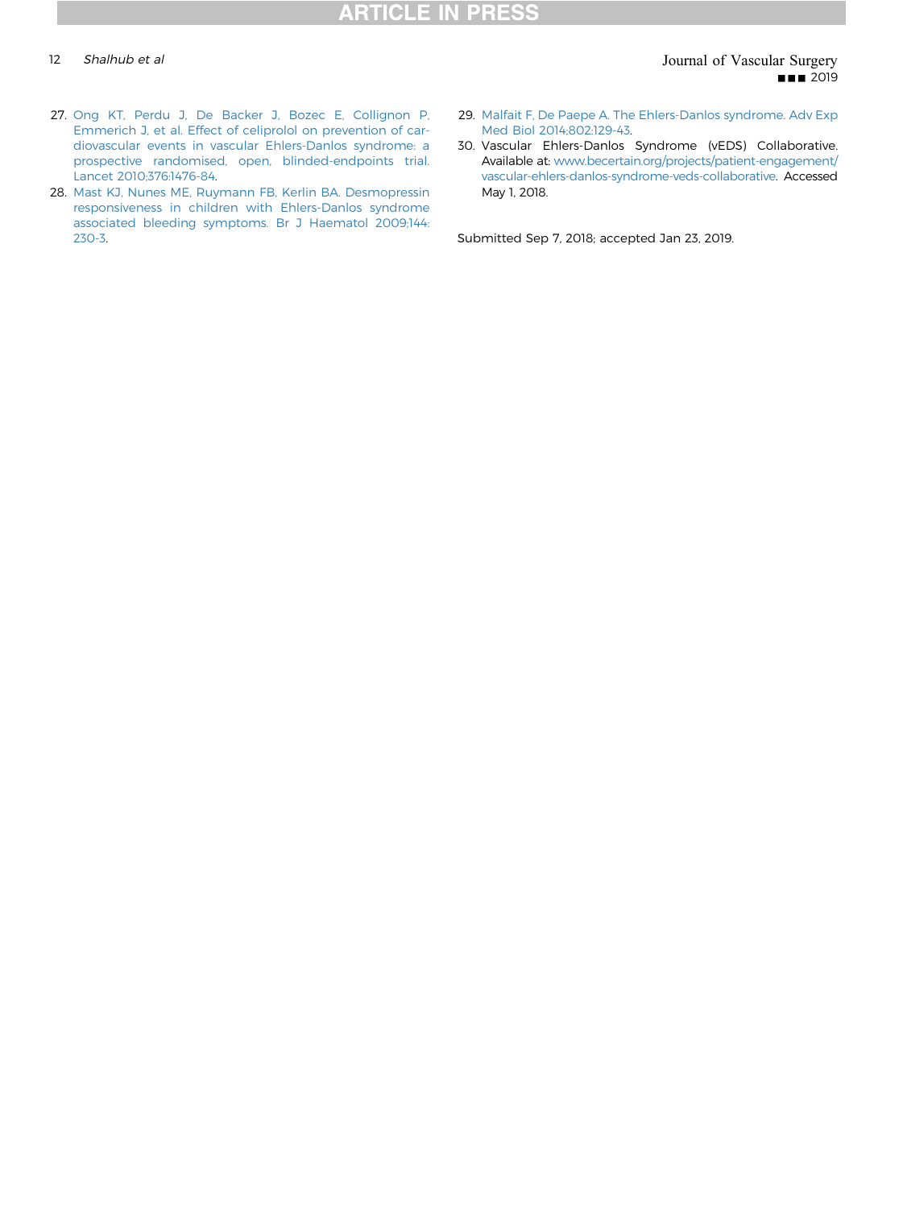27. Ong KT, Perdu J, De Backer J, Bozec E, Collignon P, Emmerich J, et al. Effect of celiprolol on prevention of cardiovascular events in vascular Ehlers-Danlos syndrome: a prospective randomised, open, blinded-endpoints trial. Lancet 2010;376:1476-84.
28. Mast KJ, Nunes ME, Ruymann FB, Kerlin BA. Desmopressin responsiveness in children with Ehlers-Danlos syndrome associated bleeding symptoms. Br J Haematol 2009;144: 230-3.
29. Malfait F, De Paepe A. The Ehlers-Danlos syndrome. Adv Exp Med Biol 2014;802:129-43.
30. Vascular Ehlers-Danlos Syndrome (vEDS) Collaborative. Available at: www.becertain.org/projects/patient-engagement/vascular-ehlers-danlos-syndrome-veds-collaborative. Accessed May 1, 2018.

Submitted Sep 7, 2018; accepted Jan 23, 2019.